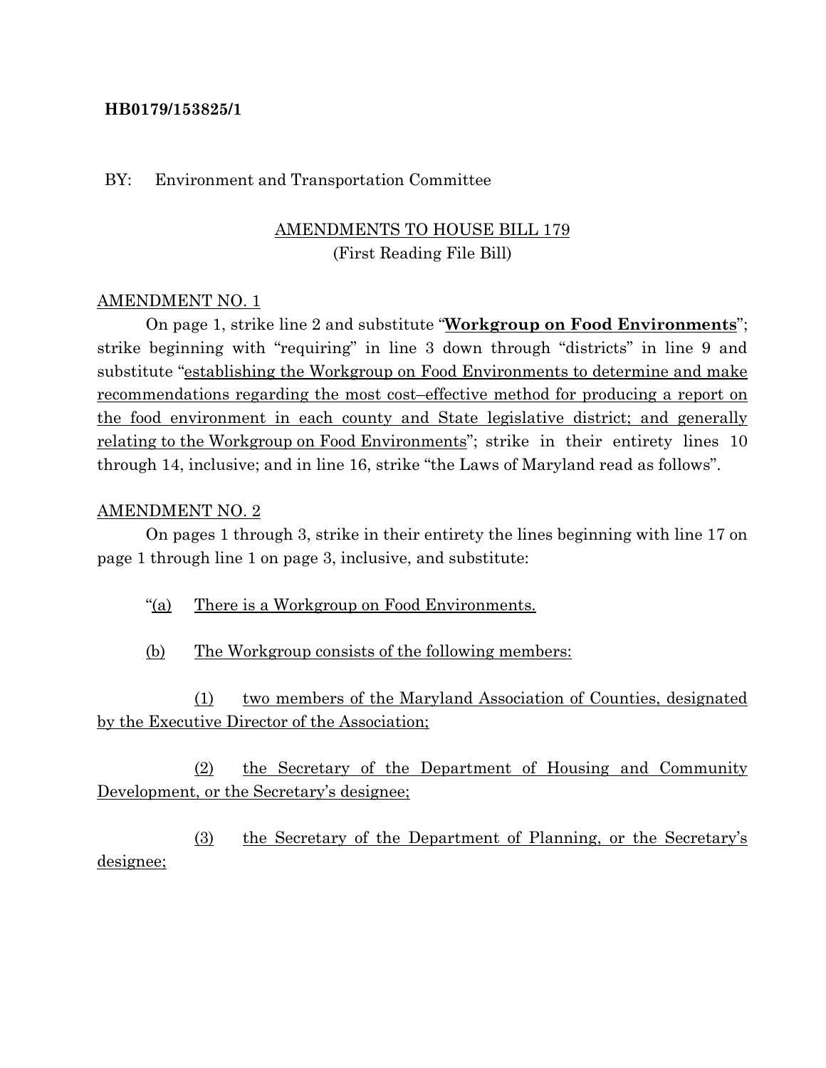**HB0179/153825/1**

BY: Environment and Transportation Committee

AMENDMENTS TO HOUSE BILL 179
(First Reading File Bill)

AMENDMENT NO. 1

On page 1, strike line 2 and substitute "**Workgroup on Food Environments**"; strike beginning with "requiring" in line 3 down through "districts" in line 9 and substitute "establishing the Workgroup on Food Environments to determine and make recommendations regarding the most cost–effective method for producing a report on the food environment in each county and State legislative district; and generally relating to the Workgroup on Food Environments"; strike in their entirety lines 10 through 14, inclusive; and in line 16, strike "the Laws of Maryland read as follows".

AMENDMENT NO. 2

On pages 1 through 3, strike in their entirety the lines beginning with line 17 on page 1 through line 1 on page 3, inclusive, and substitute:

"(a) There is a Workgroup on Food Environments.

(b) The Workgroup consists of the following members:

(1) two members of the Maryland Association of Counties, designated by the Executive Director of the Association;

(2) the Secretary of the Department of Housing and Community Development, or the Secretary's designee;

(3) the Secretary of the Department of Planning, or the Secretary's designee;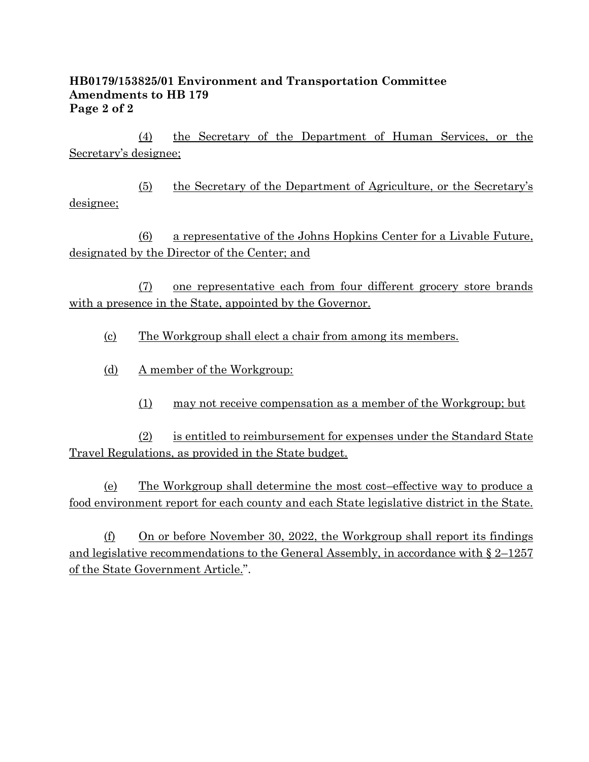**HB0179/153825/01 Environment and Transportation Committee**
**Amendments to HB 179**

(4) the Secretary of the Department of Human Services, or the Secretary's designee;

(5) the Secretary of the Department of Agriculture, or the Secretary's designee;

(6) a representative of the Johns Hopkins Center for a Livable Future, designated by the Director of the Center; and

(7) one representative each from four different grocery store brands with a presence in the State, appointed by the Governor.

(c) The Workgroup shall elect a chair from among its members.

(d) A member of the Workgroup:

(1) may not receive compensation as a member of the Workgroup; but

(2) is entitled to reimbursement for expenses under the Standard State Travel Regulations, as provided in the State budget.

(e) The Workgroup shall determine the most cost–effective way to produce a food environment report for each county and each State legislative district in the State.

(f) On or before November 30, 2022, the Workgroup shall report its findings and legislative recommendations to the General Assembly, in accordance with § 2–1257 of the State Government Article.".